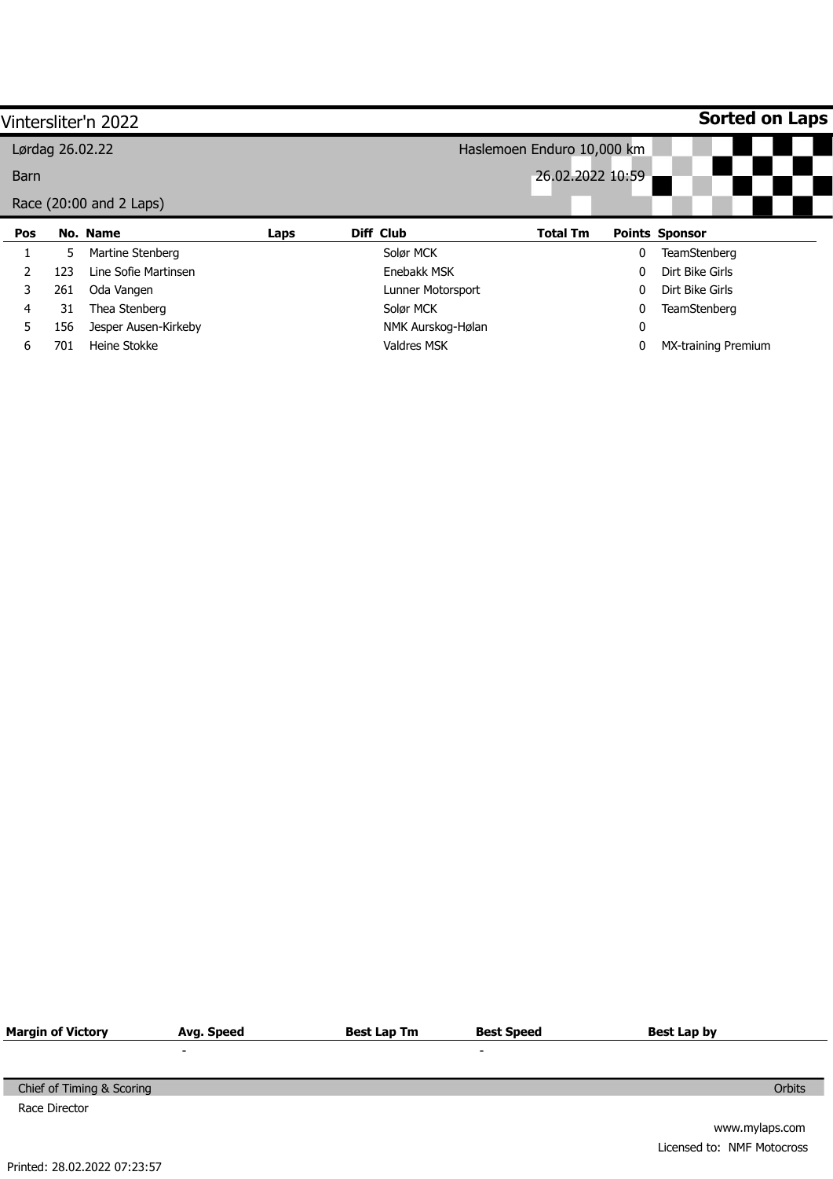# Vintersliter'n 2022

**Sorted on Laps**

Lørdag 26.02.22 — Haslemoen Enduro 10,000 km

Barn — 26.02.2022 10:59

Race (20:00 and 2 Laps)

| Pos | No. | Name | Laps | Diff | Club | Total Tm | Points | Sponsor |
|---|---|---|---|---|---|---|---|---|
| 1 | 5 | Martine Stenberg | | | Solør MCK | | 0 | TeamStenberg |
| 2 | 123 | Line Sofie Martinsen | | | Enebakk MSK | | 0 | Dirt Bike Girls |
| 3 | 261 | Oda Vangen | | | Lunner Motorsport | | 0 | Dirt Bike Girls |
| 4 | 31 | Thea Stenberg | | | Solør MCK | | 0 | TeamStenberg |
| 5 | 156 | Jesper Ausen-Kirkeby | | | NMK Aurskog-Hølan | | 0 | |
| 6 | 701 | Heine Stokke | | | Valdres MSK | | 0 | MX-training Premium |

| Margin of Victory | Avg. Speed | Best Lap Tm | Best Speed | Best Lap by |
|---|---|---|---|---|
| | - | | - | |

Chief of Timing & Scoring — Orbits

Race Director

www.mylaps.com

Licensed to: NMF Motocross

Printed: 28.02.2022 07:23:57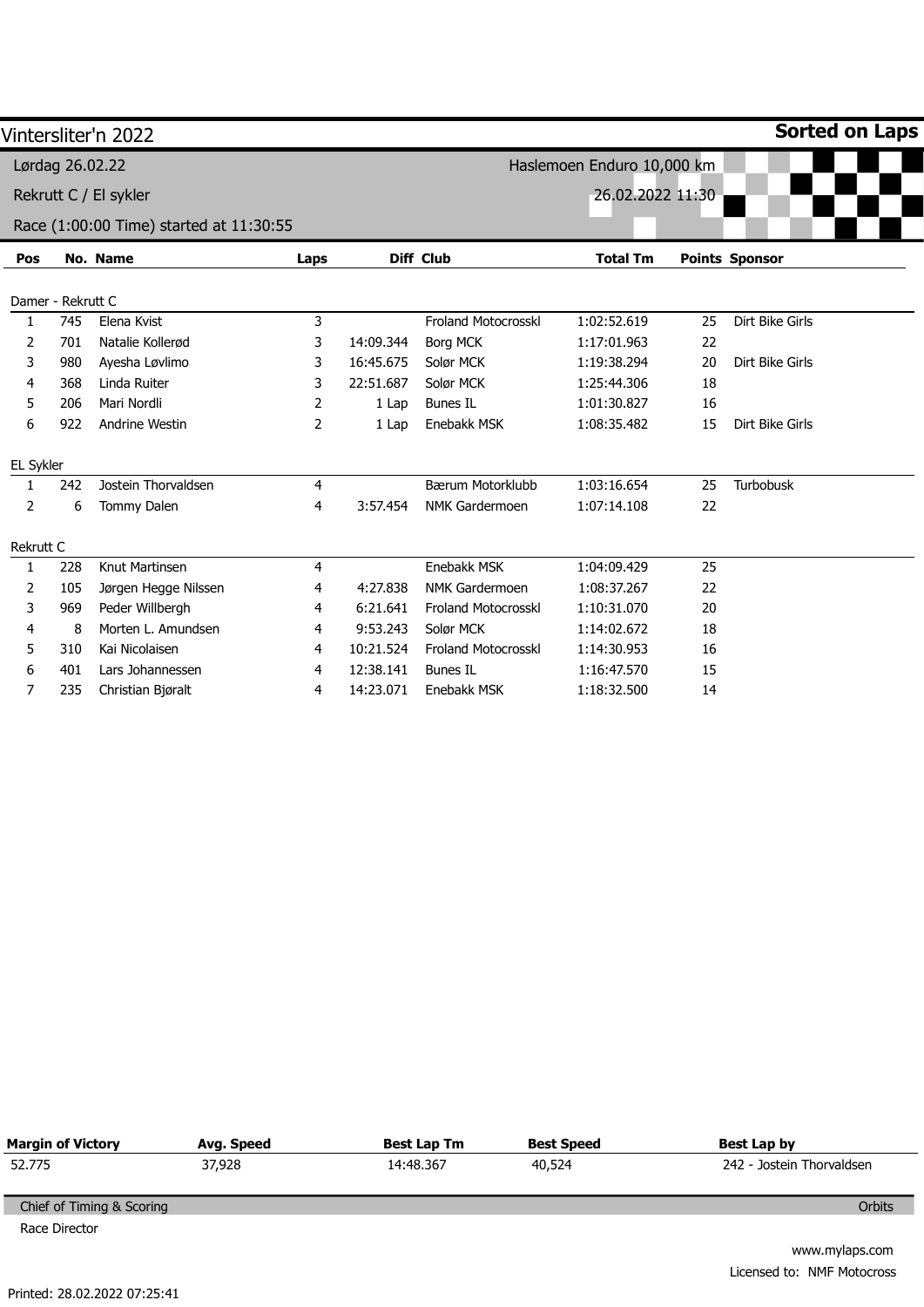# Vintersliter'n 2022

**Sorted on Laps**

Lørdag 26.02.22 — Haslemoen Enduro 10,000 km

Rekrutt C / El sykler — 26.02.2022 11:30

Race (1:00:00 Time) started at 11:30:55

| Pos | No. | Name | Laps | Diff | Club | Total Tm | Points | Sponsor |
|---|---|---|---|---|---|---|---|---|
| **Damer - Rekrutt C** | | | | | | | | |
| 1 | 745 | Elena Kvist | 3 | | Froland Motocrosskl | 1:02:52.619 | 25 | Dirt Bike Girls |
| 2 | 701 | Natalie Kollerød | 3 | 14:09.344 | Borg MCK | 1:17:01.963 | 22 | |
| 3 | 980 | Ayesha Løvlimo | 3 | 16:45.675 | Solør MCK | 1:19:38.294 | 20 | Dirt Bike Girls |
| 4 | 368 | Linda Ruiter | 3 | 22:51.687 | Solør MCK | 1:25:44.306 | 18 | |
| 5 | 206 | Mari Nordli | 2 | 1 Lap | Bunes IL | 1:01:30.827 | 16 | |
| 6 | 922 | Andrine Westin | 2 | 1 Lap | Enebakk MSK | 1:08:35.482 | 15 | Dirt Bike Girls |
| **EL Sykler** | | | | | | | | |
| 1 | 242 | Jostein Thorvaldsen | 4 | | Bærum Motorklubb | 1:03:16.654 | 25 | Turbobusk |
| 2 | 6 | Tommy Dalen | 4 | 3:57.454 | NMK Gardermoen | 1:07:14.108 | 22 | |
| **Rekrutt C** | | | | | | | | |
| 1 | 228 | Knut Martinsen | 4 | | Enebakk MSK | 1:04:09.429 | 25 | |
| 2 | 105 | Jørgen Hegge Nilssen | 4 | 4:27.838 | NMK Gardermoen | 1:08:37.267 | 22 | |
| 3 | 969 | Peder Willbergh | 4 | 6:21.641 | Froland Motocrosskl | 1:10:31.070 | 20 | |
| 4 | 8 | Morten L. Amundsen | 4 | 9:53.243 | Solør MCK | 1:14:02.672 | 18 | |
| 5 | 310 | Kai Nicolaisen | 4 | 10:21.524 | Froland Motocrosskl | 1:14:30.953 | 16 | |
| 6 | 401 | Lars Johannessen | 4 | 12:38.141 | Bunes IL | 1:16:47.570 | 15 | |
| 7 | 235 | Christian Bjøralt | 4 | 14:23.071 | Enebakk MSK | 1:18:32.500 | 14 | |

| Margin of Victory | Avg. Speed | Best Lap Tm | Best Speed | Best Lap by |
|---|---|---|---|---|
| 52.775 | 37,928 | 14:48.367 | 40,524 | 242 - Jostein Thorvaldsen |

Chief of Timing & Scoring — Orbits

Race Director

www.mylaps.com

Licensed to: NMF Motocross

Printed: 28.02.2022 07:25:41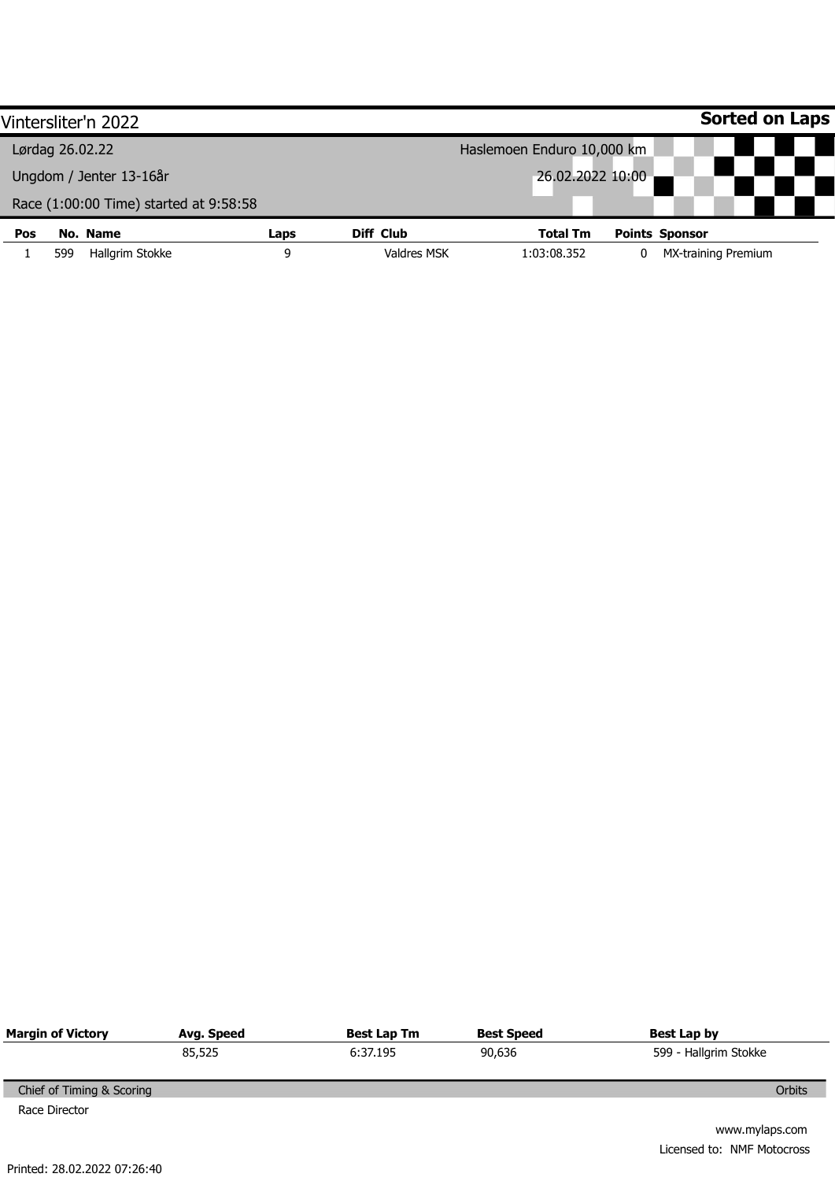# Vintersliter'n 2022

**Sorted on Laps**

Lørdag 26.02.22

Haslemoen Enduro 10,000 km

Ungdom / Jenter 13-16år

26.02.2022 10:00

Race (1:00:00 Time) started at 9:58:58

| Pos | No. | Name | Laps | Diff | Club | Total Tm | Points | Sponsor |
|---|---|---|---|---|---|---|---|---|
| 1 | 599 | Hallgrim Stokke | 9 | | Valdres MSK | 1:03:08.352 | 0 | MX-training Premium |

| Margin of Victory | Avg. Speed | Best Lap Tm | Best Speed | Best Lap by |
|---|---|---|---|---|
| | 85,525 | 6:37.195 | 90,636 | 599 - Hallgrim Stokke |

Chief of Timing & Scoring

Orbits

Race Director

www.mylaps.com

Licensed to: NMF Motocross

Printed: 28.02.2022 07:26:40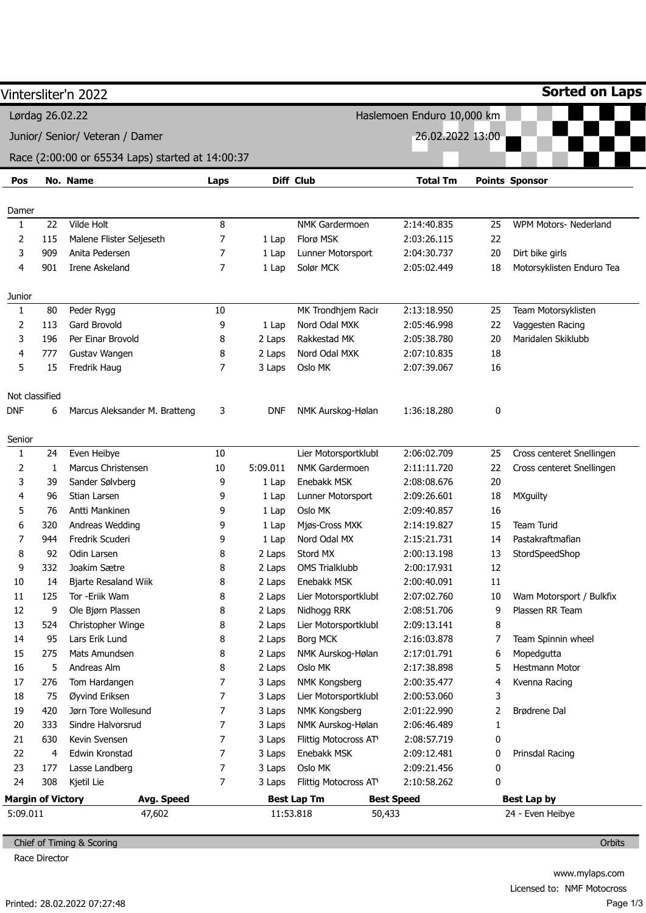# Vintersliter'n 2022

**Sorted on Laps**

Lørdag 26.02.22 — Haslemoen Enduro 10,000 km

Junior/ Senior/ Veteran / Damer — 26.02.2022 13:00

Race (2:00:00 or 65534 Laps) started at 14:00:37

| Pos | No. | Name | Laps | Diff | Club | Total Tm | Points | Sponsor |
|---|---|---|---|---|---|---|---|---|
| **Damer** | | | | | | | | |
| 1 | 22 | Vilde Holt | 8 | | NMK Gardermoen | 2:14:40.835 | 25 | WPM Motors- Nederland |
| 2 | 115 | Malene Flister Seljeseth | 7 | 1 Lap | Florø MSK | 2:03:26.115 | 22 | |
| 3 | 909 | Anita Pedersen | 7 | 1 Lap | Lunner Motorsport | 2:04:30.737 | 20 | Dirt bike girls |
| 4 | 901 | Irene Askeland | 7 | 1 Lap | Solør MCK | 2:05:02.449 | 18 | Motorsyklisten Enduro Tea |
| **Junior** | | | | | | | | |
| 1 | 80 | Peder Rygg | 10 | | MK Trondhjem Racir | 2:13:18.950 | 25 | Team Motorsyklisten |
| 2 | 113 | Gard Brovold | 9 | 1 Lap | Nord Odal MXK | 2:05:46.998 | 22 | Vaggesten Racing |
| 3 | 196 | Per Einar Brovold | 8 | 2 Laps | Rakkestad MK | 2:05:38.780 | 20 | Maridalen Skiklubb |
| 4 | 777 | Gustav Wangen | 8 | 2 Laps | Nord Odal MXK | 2:07:10.835 | 18 | |
| 5 | 15 | Fredrik Haug | 7 | 3 Laps | Oslo MK | 2:07:39.067 | 16 | |
| **Not classified** | | | | | | | | |
| DNF | 6 | Marcus Aleksander M. Bratteng | 3 | DNF | NMK Aurskog-Hølan | 1:36:18.280 | 0 | |
| **Senior** | | | | | | | | |
| 1 | 24 | Even Heibye | 10 | | Lier Motorsportklubl | 2:06:02.709 | 25 | Cross centeret Snellingen |
| 2 | 1 | Marcus Christensen | 10 | 5:09.011 | NMK Gardermoen | 2:11:11.720 | 22 | Cross centeret Snellingen |
| 3 | 39 | Sander Sølvberg | 9 | 1 Lap | Enebakk MSK | 2:08:08.676 | 20 | |
| 4 | 96 | Stian Larsen | 9 | 1 Lap | Lunner Motorsport | 2:09:26.601 | 18 | MXguilty |
| 5 | 76 | Antti Mankinen | 9 | 1 Lap | Oslo MK | 2:09:40.857 | 16 | |
| 6 | 320 | Andreas Wedding | 9 | 1 Lap | Mjøs-Cross MXK | 2:14:19.827 | 15 | Team Turid |
| 7 | 944 | Fredrik Scuderi | 9 | 1 Lap | Nord Odal MX | 2:15:21.731 | 14 | Pastakraftmafian |
| 8 | 92 | Odin Larsen | 8 | 2 Laps | Stord MX | 2:00:13.198 | 13 | StordSpeedShop |
| 9 | 332 | Joakim Sætre | 8 | 2 Laps | OMS Trialklubb | 2:00:17.931 | 12 | |
| 10 | 14 | Bjarte Resaland Wiik | 8 | 2 Laps | Enebakk MSK | 2:00:40.091 | 11 | |
| 11 | 125 | Tor -Eriik Wam | 8 | 2 Laps | Lier Motorsportklubl | 2:07:02.760 | 10 | Wam Motorsport / Bulkfix |
| 12 | 9 | Ole Bjørn Plassen | 8 | 2 Laps | Nidhogg RRK | 2:08:51.706 | 9 | Plassen RR Team |
| 13 | 524 | Christopher Winge | 8 | 2 Laps | Lier Motorsportklubl | 2:09:13.141 | 8 | |
| 14 | 95 | Lars Erik Lund | 8 | 2 Laps | Borg MCK | 2:16:03.878 | 7 | Team Spinnin wheel |
| 15 | 275 | Mats Amundsen | 8 | 2 Laps | NMK Aurskog-Hølan | 2:17:01.791 | 6 | Mopedgutta |
| 16 | 5 | Andreas Alm | 8 | 2 Laps | Oslo MK | 2:17:38.898 | 5 | Hestmann Motor |
| 17 | 276 | Tom Hardangen | 7 | 3 Laps | NMK Kongsberg | 2:00:35.477 | 4 | Kvenna Racing |
| 18 | 75 | Øyvind Eriksen | 7 | 3 Laps | Lier Motorsportklubl | 2:00:53.060 | 3 | |
| 19 | 420 | Jørn Tore Wollesund | 7 | 3 Laps | NMK Kongsberg | 2:01:22.990 | 2 | Brødrene Dal |
| 20 | 333 | Sindre Halvorsrud | 7 | 3 Laps | NMK Aurskog-Hølan | 2:06:46.489 | 1 | |
| 21 | 630 | Kevin Svensen | 7 | 3 Laps | Flittig Motocross AT\ | 2:08:57.719 | 0 | |
| 22 | 4 | Edwin Kronstad | 7 | 3 Laps | Enebakk MSK | 2:09:12.481 | 0 | Prinsdal Racing |
| 23 | 177 | Lasse Landberg | 7 | 3 Laps | Oslo MK | 2:09:21.456 | 0 | |
| 24 | 308 | Kjetil Lie | 7 | 3 Laps | Flittig Motocross AT\ | 2:10:58.262 | 0 | |

| Margin of Victory | Avg. Speed | Best Lap Tm | Best Speed | Best Lap by |
|---|---|---|---|---|
| 5:09.011 | 47,602 | 11:53.818 | 50,433 | 24 - Even Heibye |

Chief of Timing & Scoring — Orbits

Race Director

www.mylaps.com

Licensed to: NMF Motocross

Printed: 28.02.2022 07:27:48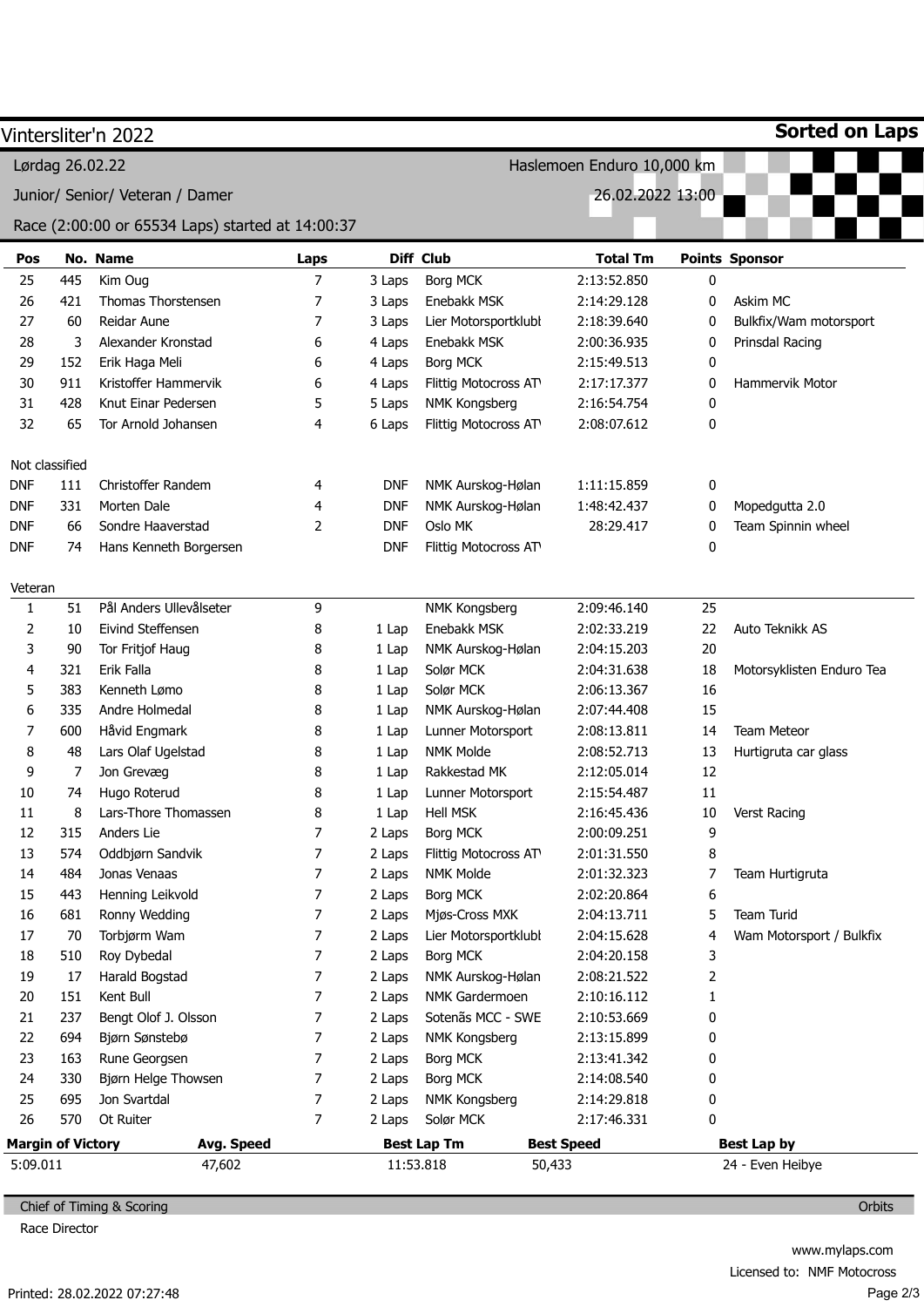# Vintersliter'n 2022

**Sorted on Laps**

Lørdag 26.02.22 — Haslemoen Enduro 10,000 km

Junior/ Senior/ Veteran / Damer — 26.02.2022 13:00

Race (2:00:00 or 65534 Laps) started at 14:00:37

| Pos | No. | Name | Laps | Diff | Club | Total Tm | Points | Sponsor |
|---|---|---|---|---|---|---|---|---|
| 25 | 445 | Kim Oug | 7 | 3 Laps | Borg MCK | 2:13:52.850 | 0 | |
| 26 | 421 | Thomas Thorstensen | 7 | 3 Laps | Enebakk MSK | 2:14:29.128 | 0 | Askim MC |
| 27 | 60 | Reidar Aune | 7 | 3 Laps | Lier Motorsportklubl | 2:18:39.640 | 0 | Bulkfix/Wam motorsport |
| 28 | 3 | Alexander Kronstad | 6 | 4 Laps | Enebakk MSK | 2:00:36.935 | 0 | Prinsdal Racing |
| 29 | 152 | Erik Haga Meli | 6 | 4 Laps | Borg MCK | 2:15:49.513 | 0 | |
| 30 | 911 | Kristoffer Hammervik | 6 | 4 Laps | Flittig Motocross AT\ | 2:17:17.377 | 0 | Hammervik Motor |
| 31 | 428 | Knut Einar Pedersen | 5 | 5 Laps | NMK Kongsberg | 2:16:54.754 | 0 | |
| 32 | 65 | Tor Arnold Johansen | 4 | 6 Laps | Flittig Motocross AT\ | 2:08:07.612 | 0 | |
| **Not classified** | | | | | | | | |
| DNF | 111 | Christoffer Randem | 4 | DNF | NMK Aurskog-Hølan | 1:11:15.859 | 0 | |
| DNF | 331 | Morten Dale | 4 | DNF | NMK Aurskog-Hølan | 1:48:42.437 | 0 | Mopedgutta 2.0 |
| DNF | 66 | Sondre Haaverstad | 2 | DNF | Oslo MK | 28:29.417 | 0 | Team Spinnin wheel |
| DNF | 74 | Hans Kenneth Borgersen | | DNF | Flittig Motocross AT\ | | 0 | |
| **Veteran** | | | | | | | | |
| 1 | 51 | Pål Anders Ullevålseter | 9 | | NMK Kongsberg | 2:09:46.140 | 25 | |
| 2 | 10 | Eivind Steffensen | 8 | 1 Lap | Enebakk MSK | 2:02:33.219 | 22 | Auto Teknikk AS |
| 3 | 90 | Tor Fritjof Haug | 8 | 1 Lap | NMK Aurskog-Hølan | 2:04:15.203 | 20 | |
| 4 | 321 | Erik Falla | 8 | 1 Lap | Solør MCK | 2:04:31.638 | 18 | Motorsyklisten Enduro Tea |
| 5 | 383 | Kenneth Lømo | 8 | 1 Lap | Solør MCK | 2:06:13.367 | 16 | |
| 6 | 335 | Andre Holmedal | 8 | 1 Lap | NMK Aurskog-Hølan | 2:07:44.408 | 15 | |
| 7 | 600 | Håvid Engmark | 8 | 1 Lap | Lunner Motorsport | 2:08:13.811 | 14 | Team Meteor |
| 8 | 48 | Lars Olaf Ugelstad | 8 | 1 Lap | NMK Molde | 2:08:52.713 | 13 | Hurtigruta car glass |
| 9 | 7 | Jon Grevæg | 8 | 1 Lap | Rakkestad MK | 2:12:05.014 | 12 | |
| 10 | 74 | Hugo Roterud | 8 | 1 Lap | Lunner Motorsport | 2:15:54.487 | 11 | |
| 11 | 8 | Lars-Thore Thomassen | 8 | 1 Lap | Hell MSK | 2:16:45.436 | 10 | Verst Racing |
| 12 | 315 | Anders Lie | 7 | 2 Laps | Borg MCK | 2:00:09.251 | 9 | |
| 13 | 574 | Oddbjørn Sandvik | 7 | 2 Laps | Flittig Motocross AT\ | 2:01:31.550 | 8 | |
| 14 | 484 | Jonas Venaas | 7 | 2 Laps | NMK Molde | 2:01:32.323 | 7 | Team Hurtigruta |
| 15 | 443 | Henning Leikvold | 7 | 2 Laps | Borg MCK | 2:02:20.864 | 6 | |
| 16 | 681 | Ronny Wedding | 7 | 2 Laps | Mjøs-Cross MXK | 2:04:13.711 | 5 | Team Turid |
| 17 | 70 | Torbjørn Wam | 7 | 2 Laps | Lier Motorsportklubl | 2:04:15.628 | 4 | Wam Motorsport / Bulkfix |
| 18 | 510 | Roy Dybedal | 7 | 2 Laps | Borg MCK | 2:04:20.158 | 3 | |
| 19 | 17 | Harald Bogstad | 7 | 2 Laps | NMK Aurskog-Hølan | 2:08:21.522 | 2 | |
| 20 | 151 | Kent Bull | 7 | 2 Laps | NMK Gardermoen | 2:10:16.112 | 1 | |
| 21 | 237 | Bengt Olof J. Olsson | 7 | 2 Laps | Sotenäs MCC - SWE | 2:10:53.669 | 0 | |
| 22 | 694 | Bjørn Sønstebø | 7 | 2 Laps | NMK Kongsberg | 2:13:15.899 | 0 | |
| 23 | 163 | Rune Georgsen | 7 | 2 Laps | Borg MCK | 2:13:41.342 | 0 | |
| 24 | 330 | Bjørn Helge Thowsen | 7 | 2 Laps | Borg MCK | 2:14:08.540 | 0 | |
| 25 | 695 | Jon Svartdal | 7 | 2 Laps | NMK Kongsberg | 2:14:29.818 | 0 | |
| 26 | 570 | Ot Ruiter | 7 | 2 Laps | Solør MCK | 2:17:46.331 | 0 | |

| Margin of Victory | Avg. Speed | Best Lap Tm | Best Speed | Best Lap by |
|---|---|---|---|---|
| 5:09.011 | 47,602 | 11:53.818 | 50,433 | 24 - Even Heibye |

Chief of Timing & Scoring — Orbits

Race Director

www.mylaps.com

Licensed to: NMF Motocross

Printed: 28.02.2022 07:27:48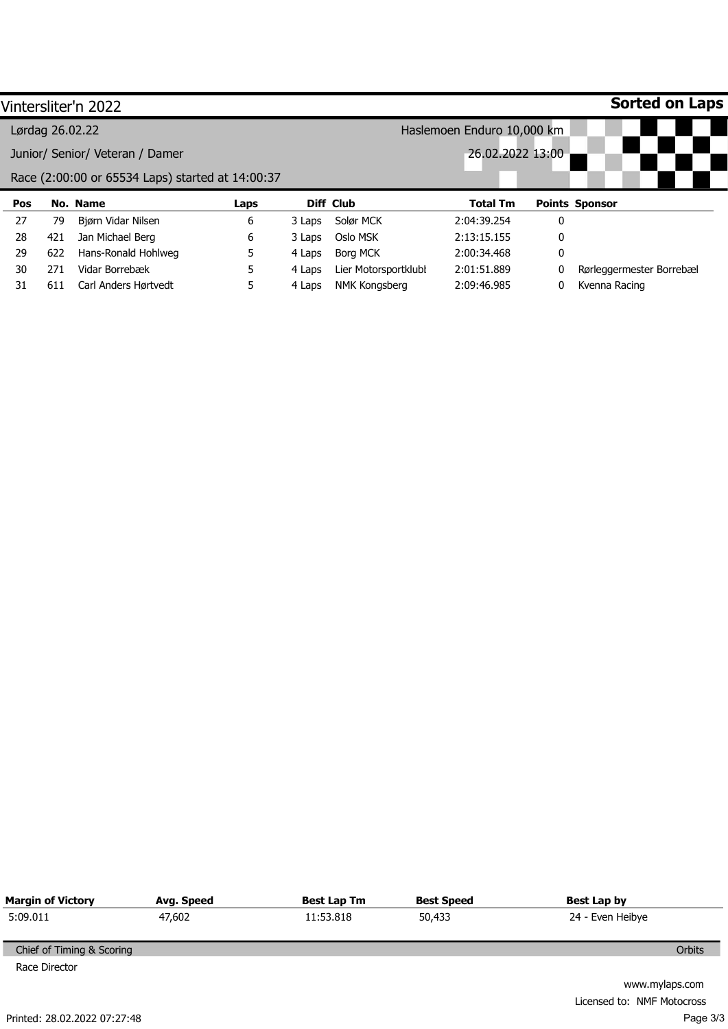# Vintersliter'n 2022

**Sorted on Laps**

Lørdag 26.02.22 — Haslemoen Enduro 10,000 km

Junior/ Senior/ Veteran / Damer — 26.02.2022 13:00

Race (2:00:00 or 65534 Laps) started at 14:00:37

| Pos | No. | Name | Laps | Diff | Club | Total Tm | Points | Sponsor |
|---|---|---|---|---|---|---|---|---|
| 27 | 79 | Bjørn Vidar Nilsen | 6 | 3 Laps | Solør MCK | 2:04:39.254 | 0 | |
| 28 | 421 | Jan Michael Berg | 6 | 3 Laps | Oslo MSK | 2:13:15.155 | 0 | |
| 29 | 622 | Hans-Ronald Hohlweg | 5 | 4 Laps | Borg MCK | 2:00:34.468 | 0 | |
| 30 | 271 | Vidar Borrebæk | 5 | 4 Laps | Lier Motorsportklubb | 2:01:51.889 | 0 | Rørleggermester Borrebæl |
| 31 | 611 | Carl Anders Hørtvedt | 5 | 4 Laps | NMK Kongsberg | 2:09:46.985 | 0 | Kvenna Racing |

| Margin of Victory | Avg. Speed | Best Lap Tm | Best Speed | Best Lap by |
|---|---|---|---|---|
| 5:09.011 | 47,602 | 11:53.818 | 50,433 | 24 - Even Heibye |

Chief of Timing & Scoring — Orbits

Race Director

www.mylaps.com

Licensed to: NMF Motocross

Printed: 28.02.2022 07:27:48